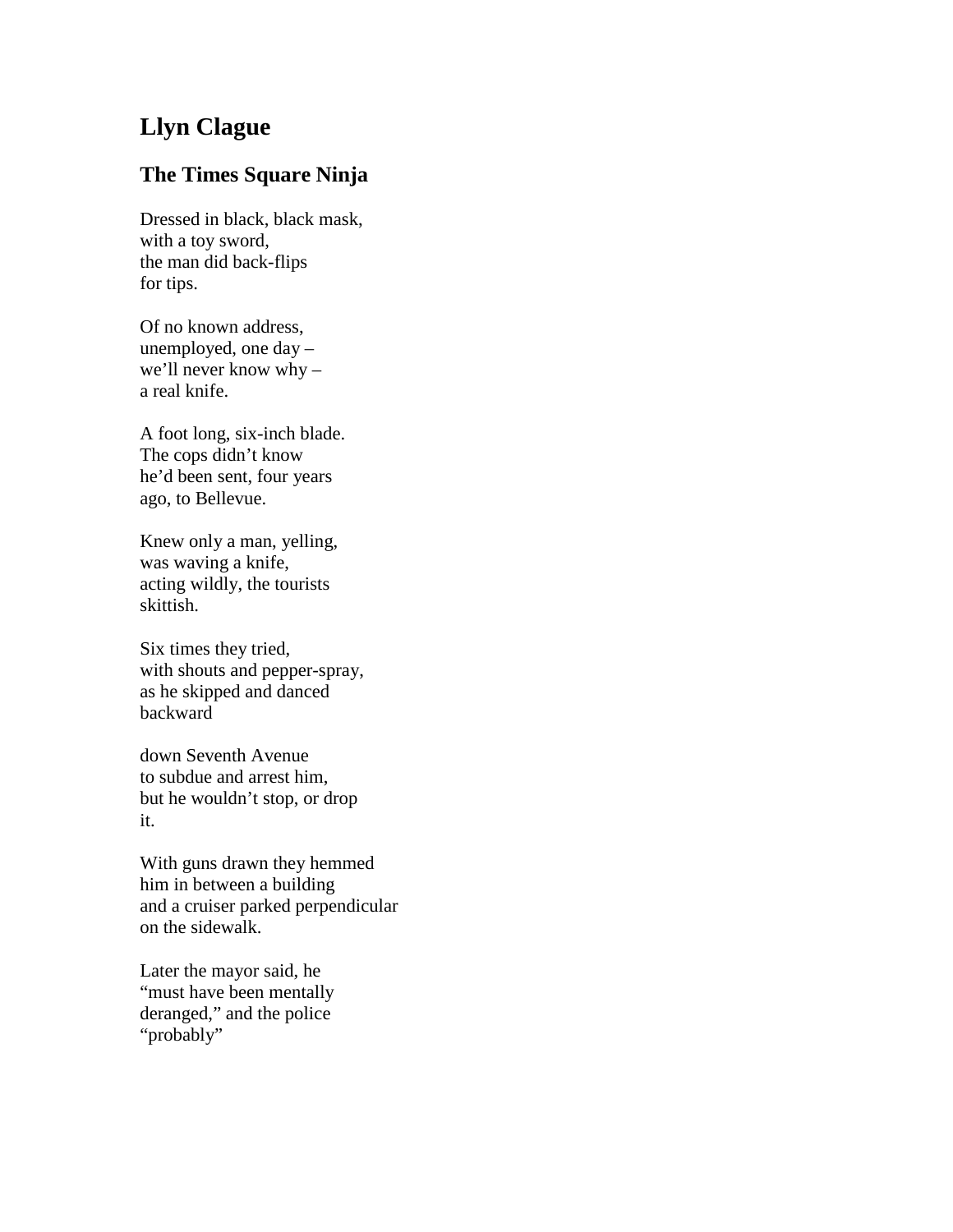# Llyn Clague

## The Times Square Ninja

Dressed in black, black mask,  
with a toy sword,  
the man did back-flips  
for tips.

Of no known address,  
unemployed, one day –  
we'll never know why –  
a real knife.

A foot long, six-inch blade.  
The cops didn't know  
he'd been sent, four years  
ago, to Bellevue.

Knew only a man, yelling,  
was waving a knife,  
acting wildly, the tourists  
skittish.

Six times they tried,  
with shouts and pepper-spray,  
as he skipped and danced  
backward

down Seventh Avenue  
to subdue and arrest him,  
but he wouldn't stop, or drop  
it.

With guns drawn they hemmed  
him in between a building  
and a cruiser parked perpendicular  
on the sidewalk.

Later the mayor said, he  
"must have been mentally  
deranged," and the police  
"probably"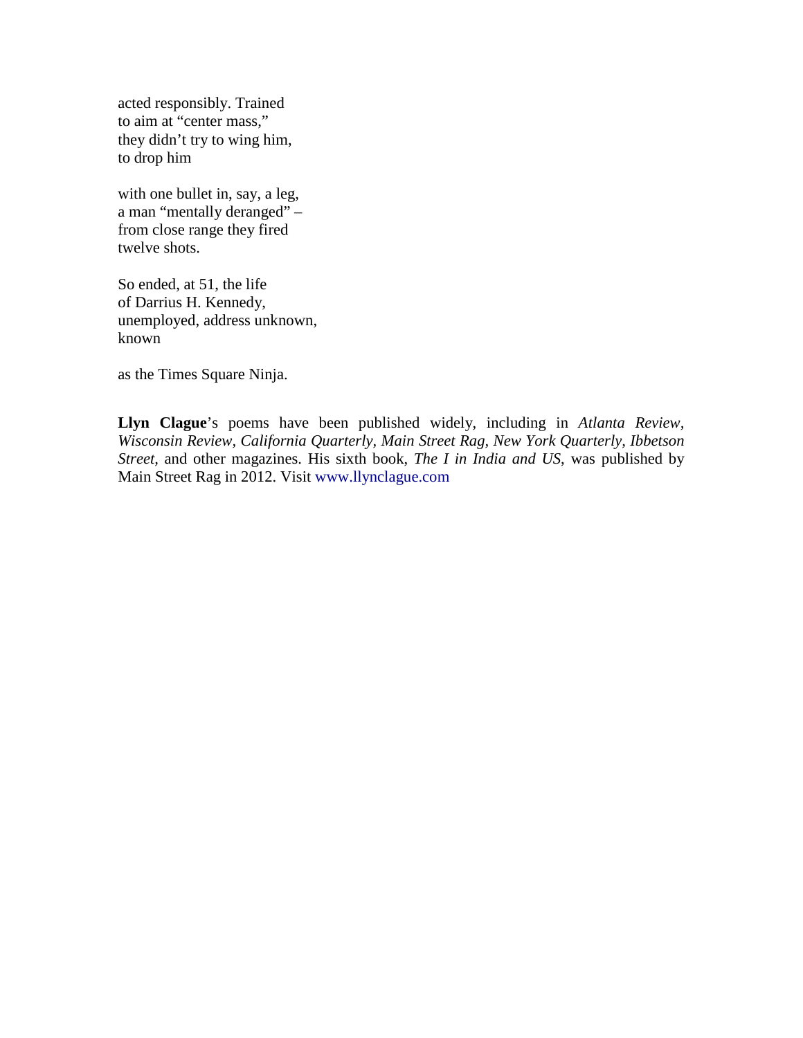acted responsibly. Trained  
to aim at "center mass,"  
they didn't try to wing him,  
to drop him

with one bullet in, say, a leg,  
a man "mentally deranged" –  
from close range they fired  
twelve shots.

So ended, at 51, the life  
of Darrius H. Kennedy,  
unemployed, address unknown,  
known

as the Times Square Ninja.

**Llyn Clague**'s poems have been published widely, including in *Atlanta Review*, *Wisconsin Review*, *California Quarterly*, *Main Street Rag*, *New York Quarterly*, *Ibbetson Street*, and other magazines. His sixth book, *The I in India and US*, was published by Main Street Rag in 2012. Visit www.llynclague.com